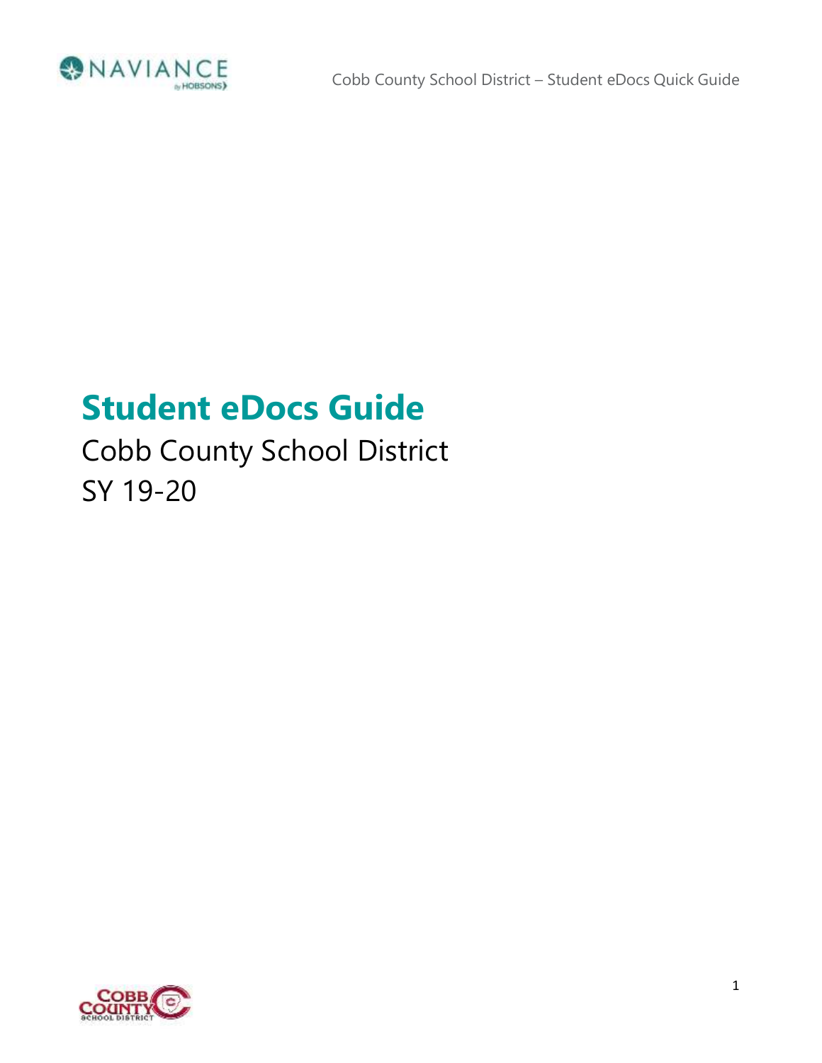# Student eDocs Guide

Cobb County School District

SY 19-20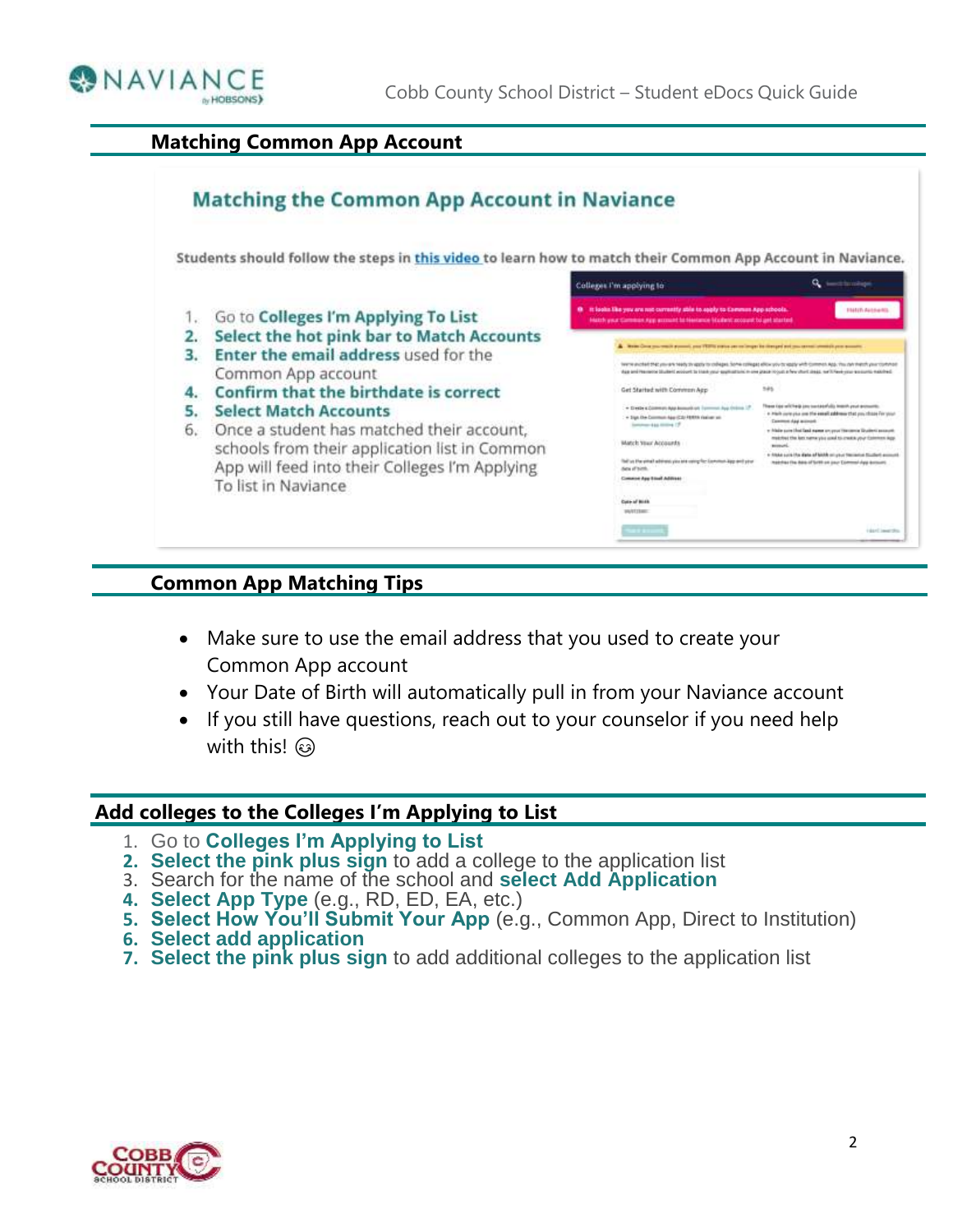## Matching Common App Account

### Matching the Common App Account in Naviance

Students should follow the steps in this video to learn how to match their Common App Account in Naviance.

1. Go to **Colleges I'm Applying To List**
2. **Select the hot pink bar to Match Accounts**
3. **Enter the email address** used for the Common App account
4. **Confirm that the birthdate is correct**
5. **Select Match Accounts**
6. Once a student has matched their account, schools from their application list in Common App will feed into their Colleges I'm Applying To list in Naviance

## Common App Matching Tips

- Make sure to use the email address that you used to create your Common App account
- Your Date of Birth will automatically pull in from your Naviance account
- If you still have questions, reach out to your counselor if you need help with this! 😉

## Add colleges to the Colleges I'm Applying to List

1. Go to **Colleges I'm Applying to List**
2. **Select the pink plus sign** to add a college to the application list
3. Search for the name of the school and **select Add Application**
4. **Select App Type** (e.g., RD, ED, EA, etc.)
5. **Select How You'll Submit Your App** (e.g., Common App, Direct to Institution)
6. **Select add application**
7. **Select the pink plus sign** to add additional colleges to the application list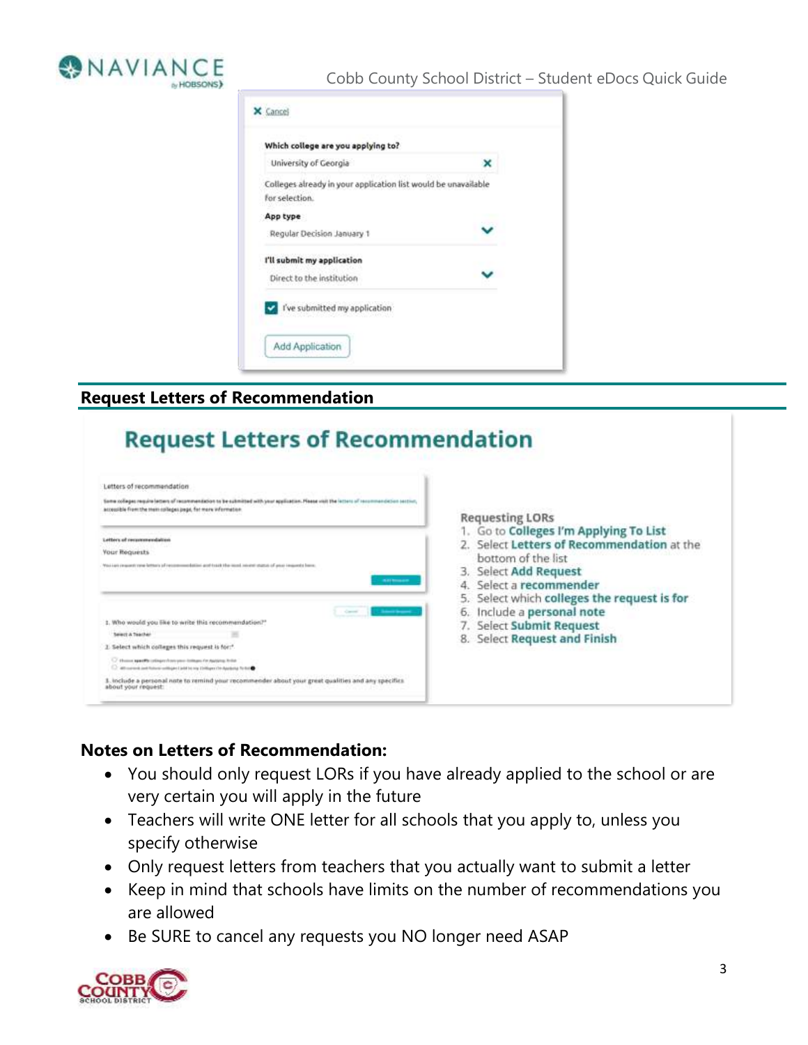✕ Cancel

**Which college are you applying to?**

University of Georgia ✕

Colleges already in your application list would be unavailable for selection.

**App type**

Regular Decision January 1

**I'll submit my application**

Direct to the institution

☑ I've submitted my application

Add Application

## Request Letters of Recommendation

# Request Letters of Recommendation

Requesting LORs

1. Go to **Colleges I'm Applying To List**
2. Select **Letters of Recommendation** at the bottom of the list
3. Select **Add Request**
4. Select a **recommender**
5. Select which **colleges the request is for**
6. Include a **personal note**
7. Select **Submit Request**
8. Select **Request and Finish**

**Notes on Letters of Recommendation:**

- You should only request LORs if you have already applied to the school or are very certain you will apply in the future
- Teachers will write ONE letter for all schools that you apply to, unless you specify otherwise
- Only request letters from teachers that you actually want to submit a letter
- Keep in mind that schools have limits on the number of recommendations you are allowed
- Be SURE to cancel any requests you NO longer need ASAP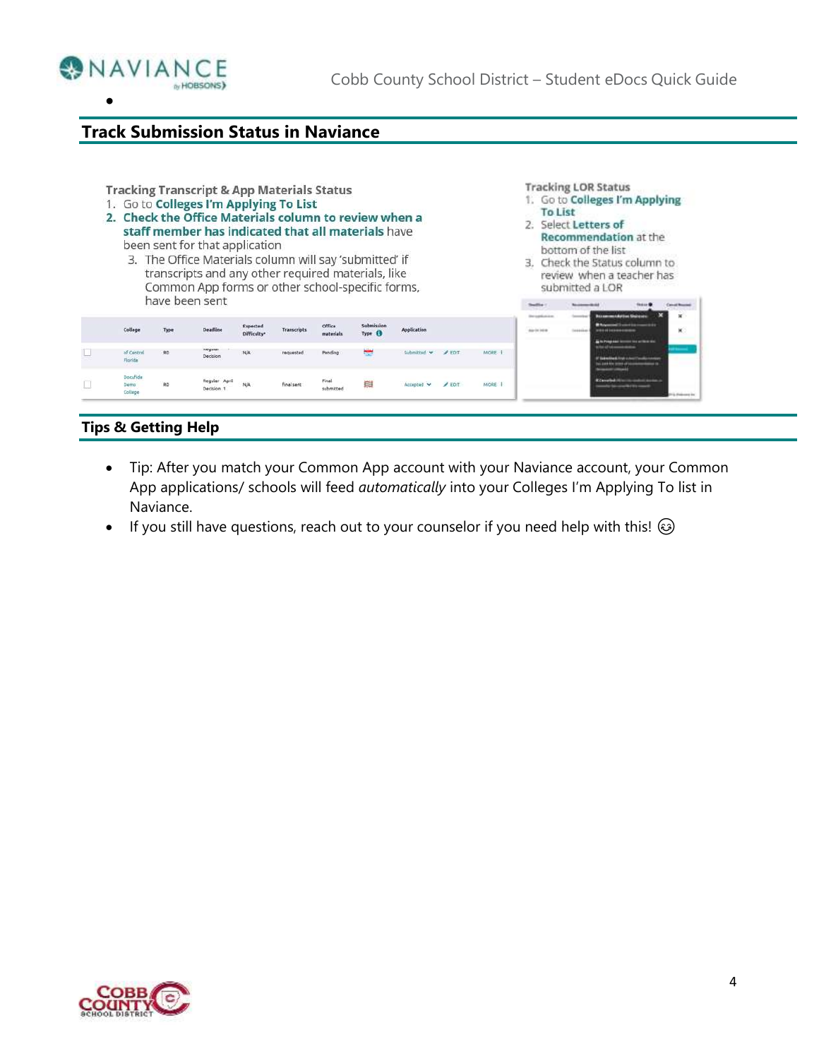•

## Track Submission Status in Naviance

Tracking Transcript & App Materials Status

1. Go to **Colleges I'm Applying To List**
2. **Check the Office Materials column to review when a staff member has indicated that all materials** have been sent for that application
   3. The Office Materials column will say 'submitted' if transcripts and any other required materials, like Common App forms or other school-specific forms, have been sent

| College | Type | Deadline | Expected Difficulty* | Transcripts | Office materials | Submission Type | Application | | |
|---|---|---|---|---|---|---|---|---|---|
| of Central Florida | RD | Regular Decision | N/A | requested | Pending | | Submitted | EDIT | MORE |
| Docufide Demo College | RD | Regular April Decision 1 | N/A | final sent | Final submitted | | Accepted | EDIT | MORE |

Tracking LOR Status

1. Go to **Colleges I'm Applying To List**
2. Select **Letters of Recommendation** at the bottom of the list
3. Check the Status column to review when a teacher has submitted a LOR

## Tips & Getting Help

- Tip: After you match your Common App account with your Naviance account, your Common App applications/ schools will feed *automatically* into your Colleges I'm Applying To list in Naviance.
- If you still have questions, reach out to your counselor if you need help with this! ☺